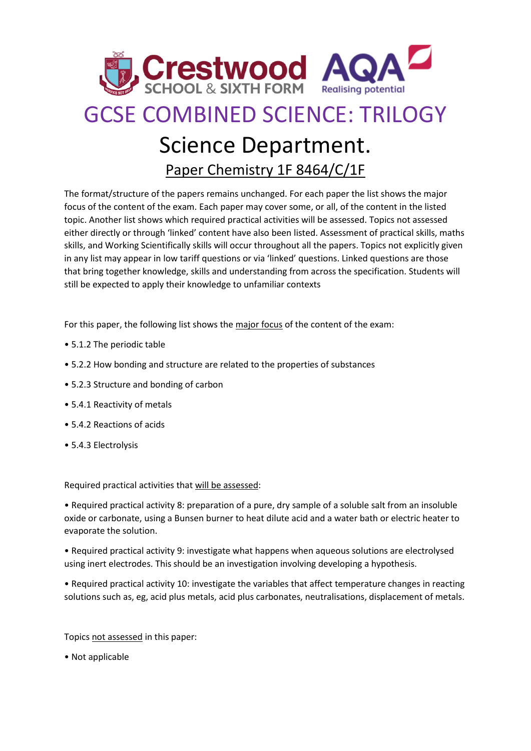# GCSE COMBINED SCIENCE: TRILOGY

## Science Department.

### Paper Chemistry 1F 8464/C/1F

The format/structure of the papers remains unchanged. For each paper the list shows the major focus of the content of the exam. Each paper may cover some, or all, of the content in the listed topic. Another list shows which required practical activities will be assessed. Topics not assessed either directly or through 'linked' content have also been listed. Assessment of practical skills, maths skills, and Working Scientifically skills will occur throughout all the papers. Topics not explicitly given in any list may appear in low tariff questions or via 'linked' questions. Linked questions are those that bring together knowledge, skills and understanding from across the specification. Students will still be expected to apply their knowledge to unfamiliar contexts

For this paper, the following list shows the major focus of the content of the exam:

- 5.1.2 The periodic table
- 5.2.2 How bonding and structure are related to the properties of substances
- 5.2.3 Structure and bonding of carbon
- 5.4.1 Reactivity of metals
- 5.4.2 Reactions of acids
- 5.4.3 Electrolysis

Required practical activities that will be assessed:

- Required practical activity 8: preparation of a pure, dry sample of a soluble salt from an insoluble oxide or carbonate, using a Bunsen burner to heat dilute acid and a water bath or electric heater to evaporate the solution.
- Required practical activity 9: investigate what happens when aqueous solutions are electrolysed using inert electrodes. This should be an investigation involving developing a hypothesis.
- Required practical activity 10: investigate the variables that affect temperature changes in reacting solutions such as, eg, acid plus metals, acid plus carbonates, neutralisations, displacement of metals.

Topics not assessed in this paper:

- Not applicable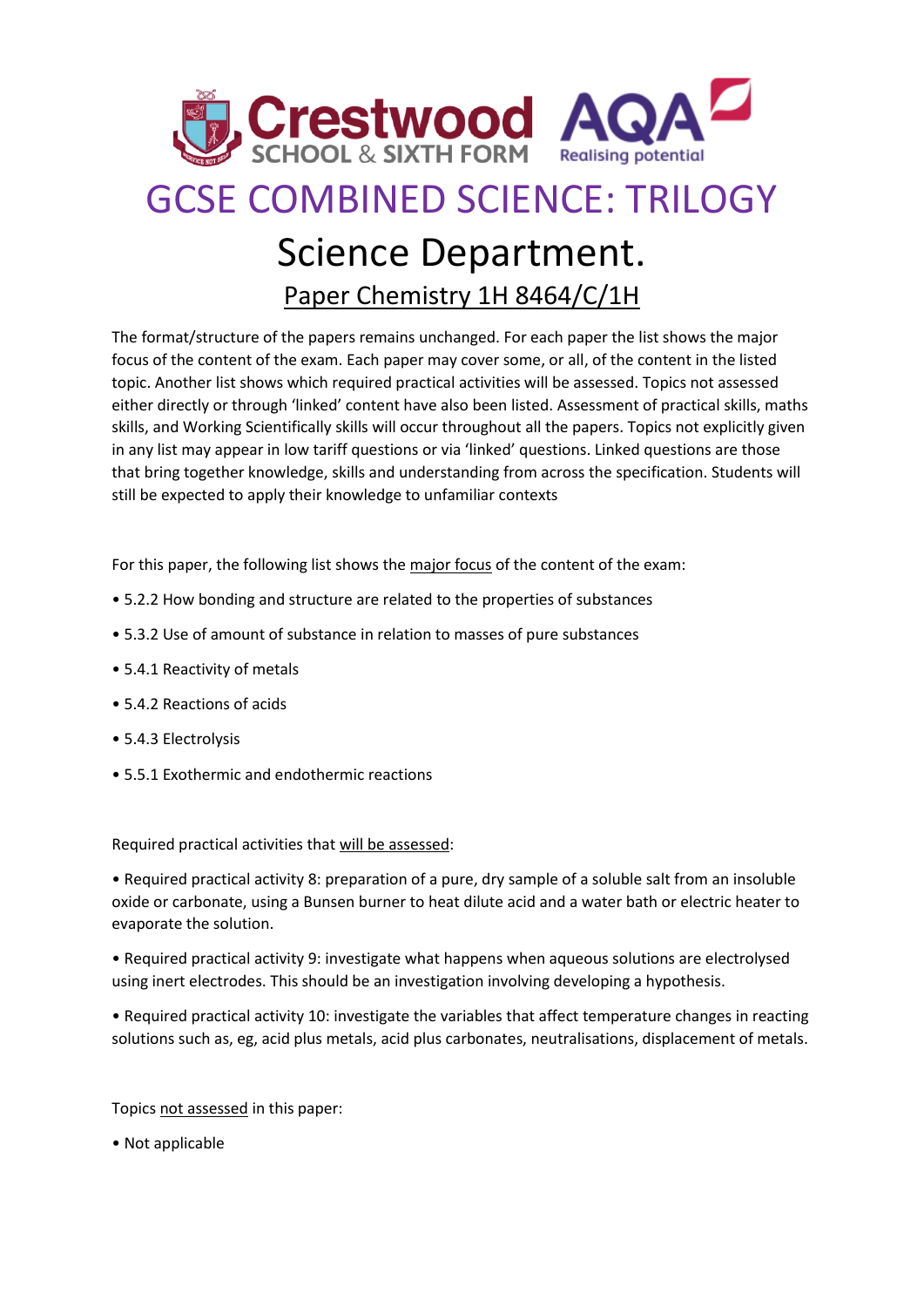# GCSE COMBINED SCIENCE: TRILOGY

## Science Department.

### Paper Chemistry 1H 8464/C/1H

The format/structure of the papers remains unchanged. For each paper the list shows the major focus of the content of the exam. Each paper may cover some, or all, of the content in the listed topic. Another list shows which required practical activities will be assessed. Topics not assessed either directly or through 'linked' content have also been listed. Assessment of practical skills, maths skills, and Working Scientifically skills will occur throughout all the papers. Topics not explicitly given in any list may appear in low tariff questions or via 'linked' questions. Linked questions are those that bring together knowledge, skills and understanding from across the specification. Students will still be expected to apply their knowledge to unfamiliar contexts

For this paper, the following list shows the major focus of the content of the exam:

- 5.2.2 How bonding and structure are related to the properties of substances
- 5.3.2 Use of amount of substance in relation to masses of pure substances
- 5.4.1 Reactivity of metals
- 5.4.2 Reactions of acids
- 5.4.3 Electrolysis
- 5.5.1 Exothermic and endothermic reactions

Required practical activities that will be assessed:

- Required practical activity 8: preparation of a pure, dry sample of a soluble salt from an insoluble oxide or carbonate, using a Bunsen burner to heat dilute acid and a water bath or electric heater to evaporate the solution.
- Required practical activity 9: investigate what happens when aqueous solutions are electrolysed using inert electrodes. This should be an investigation involving developing a hypothesis.
- Required practical activity 10: investigate the variables that affect temperature changes in reacting solutions such as, eg, acid plus metals, acid plus carbonates, neutralisations, displacement of metals.

Topics not assessed in this paper:

- Not applicable